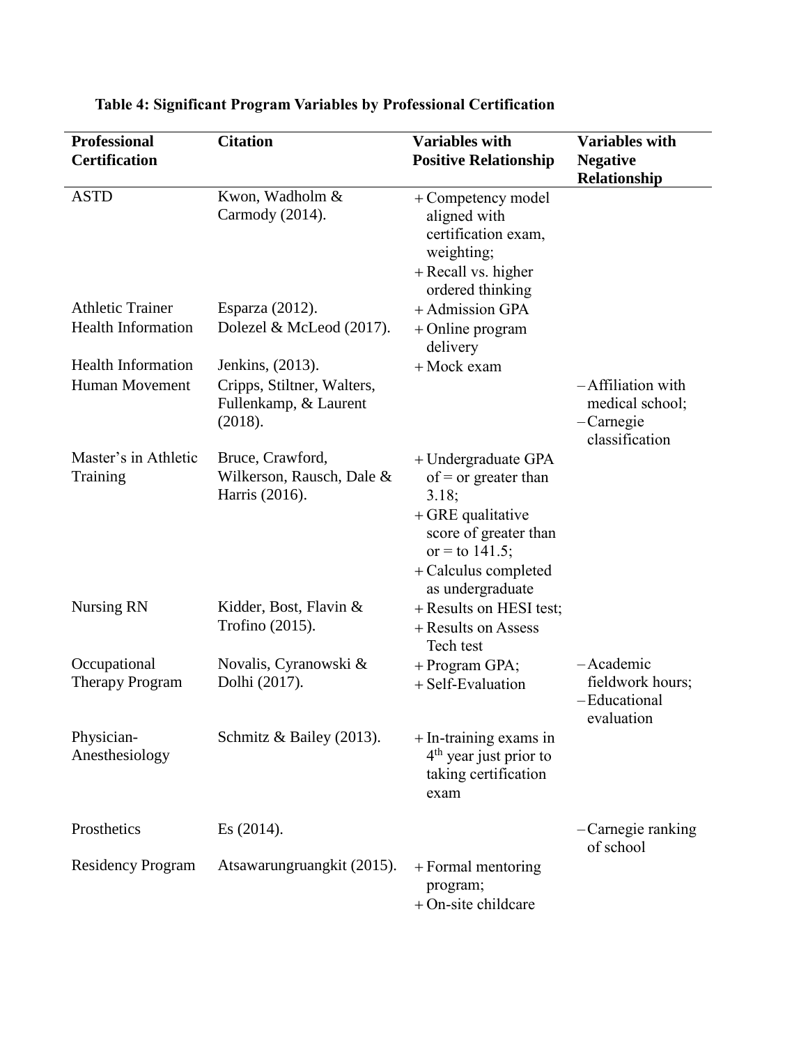**Table 4: Significant Program Variables by Professional Certification**

| Professional Certification | Citation | Variables with Positive Relationship | Variables with Negative Relationship |
|---|---|---|---|
| ASTD | Kwon, Wadholm & Carmody (2014). | + Competency model aligned with certification exam, weighting; + Recall vs. higher ordered thinking | |
| Athletic Trainer | Esparza (2012). | + Admission GPA | |
| Health Information | Dolezel & McLeod (2017). | + Online program delivery | |
| Health Information | Jenkins, (2013). | + Mock exam | |
| Human Movement | Cripps, Stiltner, Walters, Fullenkamp, & Laurent (2018). | | – Affiliation with medical school; – Carnegie classification |
| Master's in Athletic Training | Bruce, Crawford, Wilkerson, Rausch, Dale & Harris (2016). | + Undergraduate GPA of = or greater than 3.18; + GRE qualitative score of greater than or = to 141.5; + Calculus completed as undergraduate | |
| Nursing RN | Kidder, Bost, Flavin & Trofino (2015). | + Results on HESI test; + Results on Assess Tech test | |
| Occupational Therapy Program | Novalis, Cyranowski & Dolhi (2017). | + Program GPA; + Self-Evaluation | – Academic fieldwork hours; – Educational evaluation |
| Physician-Anesthesiology | Schmitz & Bailey (2013). | + In-training exams in 4th year just prior to taking certification exam | |
| Prosthetics | Es (2014). | | – Carnegie ranking of school |
| Residency Program | Atsawarungruangkit (2015). | + Formal mentoring program; + On-site childcare | |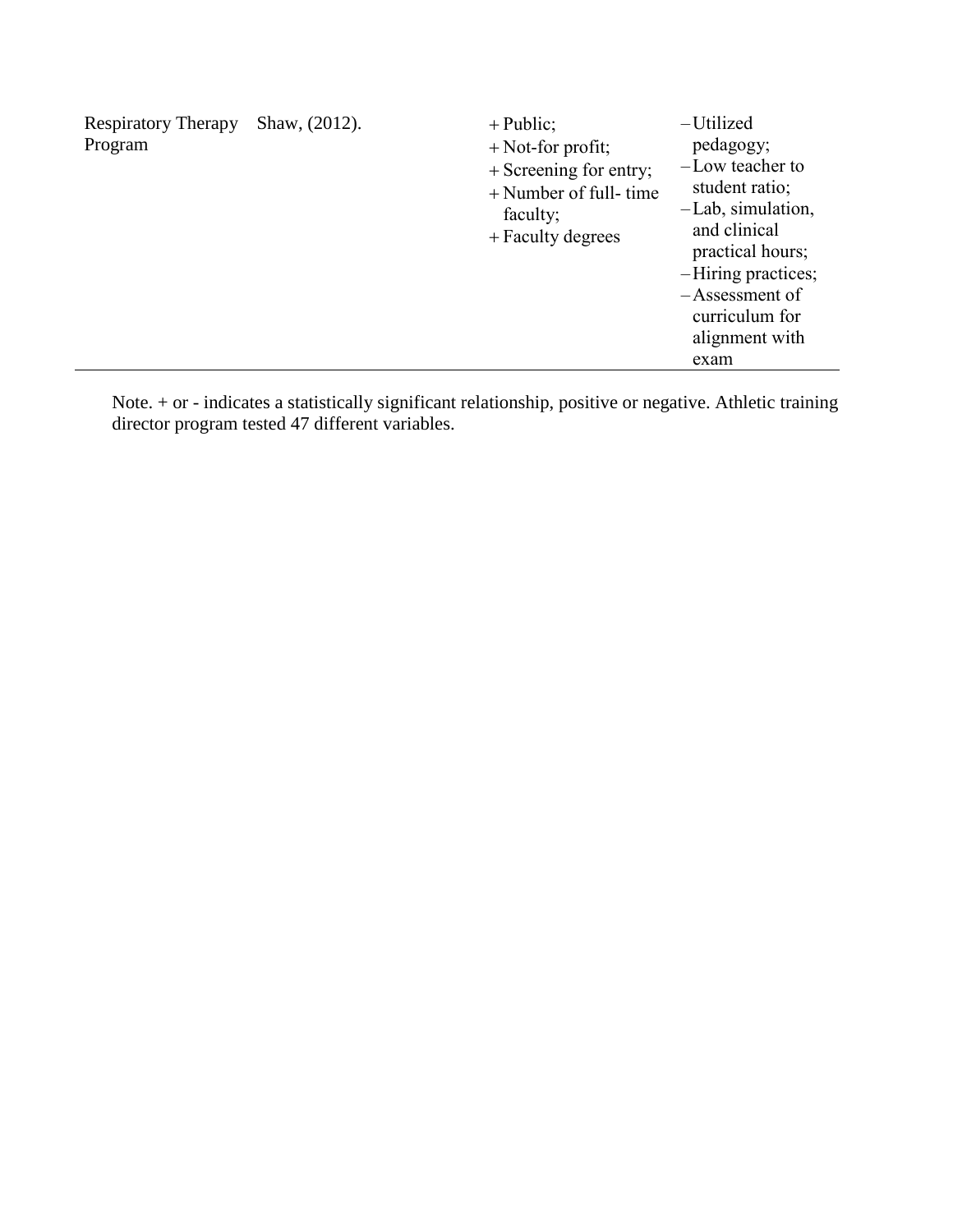| | | | | |
|---|---|---|---|---|
| Respiratory Therapy Program | Shaw, (2012). | | + Public;<br>+ Not-for profit;<br>+ Screening for entry;<br>+ Number of full- time faculty;<br>+ Faculty degrees | – Utilized pedagogy;<br>– Low teacher to student ratio;<br>– Lab, simulation, and clinical practical hours;<br>– Hiring practices;<br>– Assessment of curriculum for alignment with exam |

Note. + or - indicates a statistically significant relationship, positive or negative. Athletic training director program tested 47 different variables.